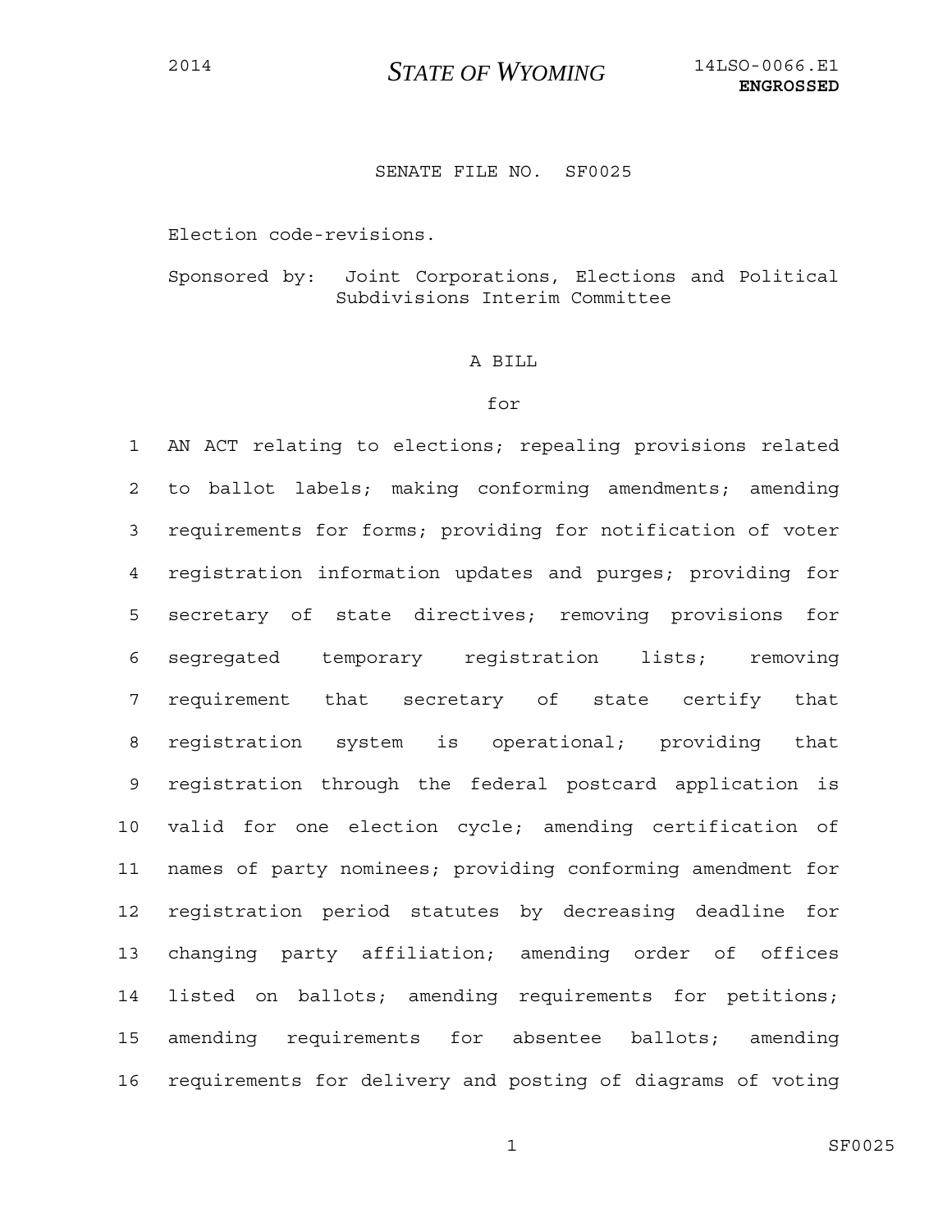2014 **STATE OF WYOMING** 14LSO-0066.E1
**ENGROSSED**

SENATE FILE NO. SF0025

Election code-revisions.

Sponsored by: Joint Corporations, Elections and Political Subdivisions Interim Committee

A BILL

for

AN ACT relating to elections; repealing provisions related to ballot labels; making conforming amendments; amending requirements for forms; providing for notification of voter registration information updates and purges; providing for secretary of state directives; removing provisions for segregated temporary registration lists; removing requirement that secretary of state certify that registration system is operational; providing that registration through the federal postcard application is valid for one election cycle; amending certification of names of party nominees; providing conforming amendment for registration period statutes by decreasing deadline for changing party affiliation; amending order of offices listed on ballots; amending requirements for petitions; amending requirements for absentee ballots; amending requirements for delivery and posting of diagrams of voting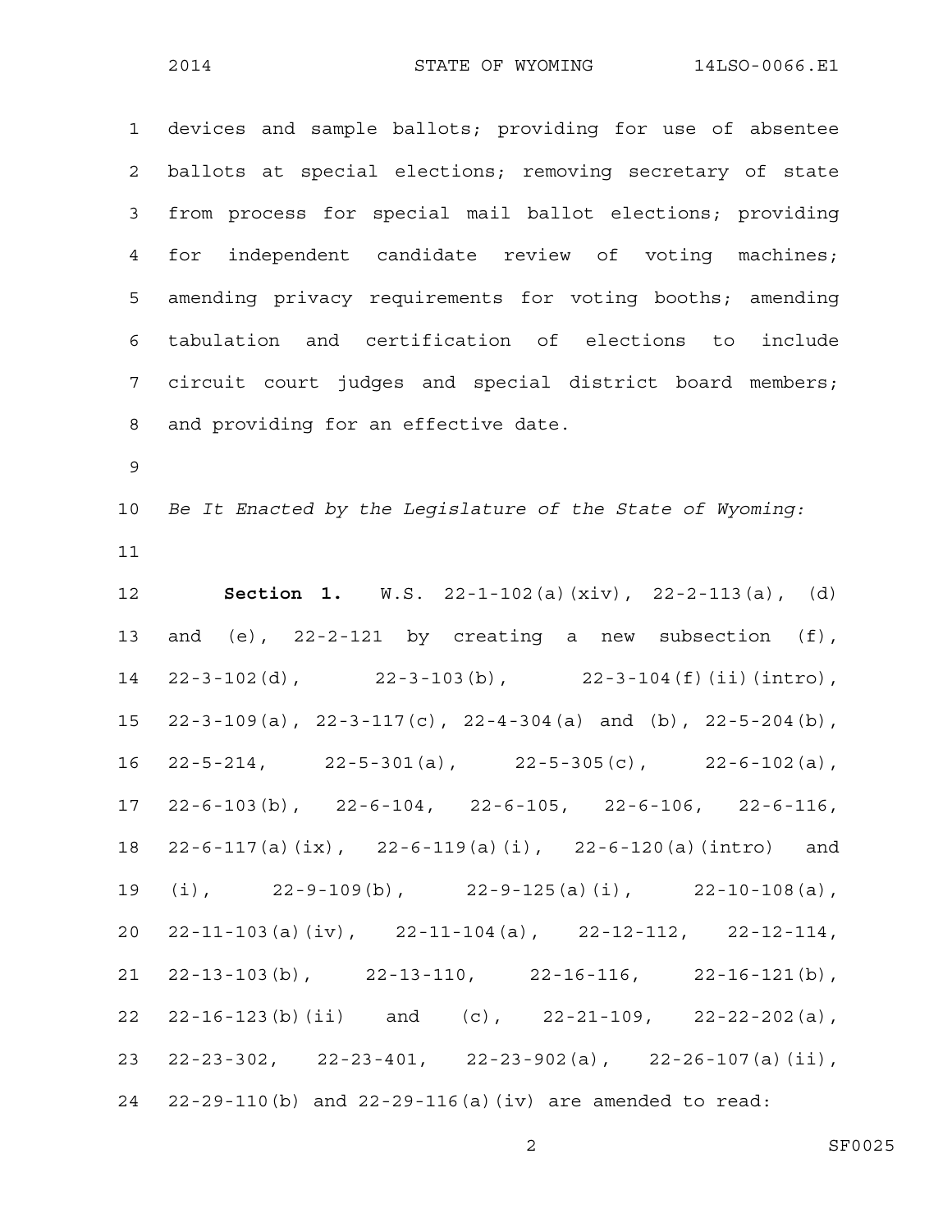devices and sample ballots; providing for use of absentee ballots at special elections; removing secretary of state from process for special mail ballot elections; providing for independent candidate review of voting machines; amending privacy requirements for voting booths; amending tabulation and certification of elections to include circuit court judges and special district board members; and providing for an effective date.

*Be It Enacted by the Legislature of the State of Wyoming:*

**Section 1.** W.S. 22-1-102(a)(xiv), 22-2-113(a), (d) and (e), 22-2-121 by creating a new subsection (f), 22-3-102(d), 22-3-103(b), 22-3-104(f)(ii)(intro), 22-3-109(a), 22-3-117(c), 22-4-304(a) and (b), 22-5-204(b), 22-5-214, 22-5-301(a), 22-5-305(c), 22-6-102(a), 22-6-103(b), 22-6-104, 22-6-105, 22-6-106, 22-6-116, 22-6-117(a)(ix), 22-6-119(a)(i), 22-6-120(a)(intro) and (i), 22-9-109(b), 22-9-125(a)(i), 22-10-108(a), 22-11-103(a)(iv), 22-11-104(a), 22-12-112, 22-12-114, 22-13-103(b), 22-13-110, 22-16-116, 22-16-121(b), 22-16-123(b)(ii) and (c), 22-21-109, 22-22-202(a), 22-23-302, 22-23-401, 22-23-902(a), 22-26-107(a)(ii), 22-29-110(b) and 22-29-116(a)(iv) are amended to read: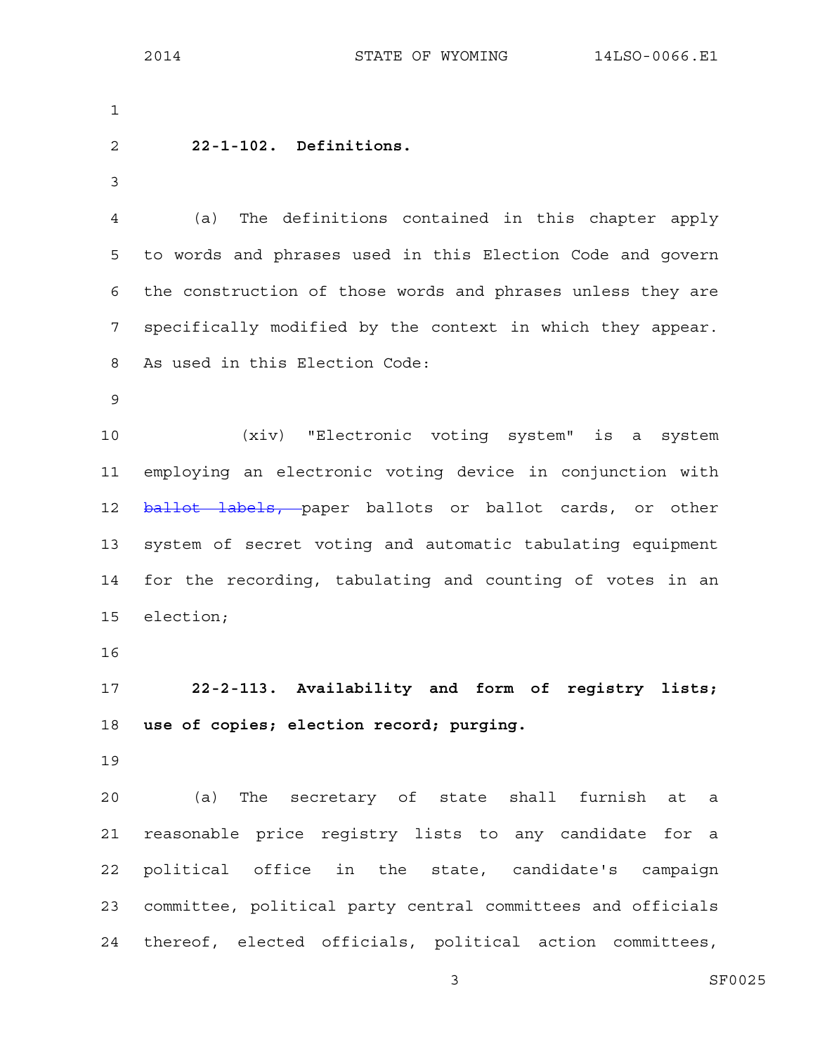**22-1-102. Definitions.**

(a) The definitions contained in this chapter apply to words and phrases used in this Election Code and govern the construction of those words and phrases unless they are specifically modified by the context in which they appear. As used in this Election Code:

(xiv) "Electronic voting system" is a system employing an electronic voting device in conjunction with ~~ballot labels,~~ paper ballots or ballot cards, or other system of secret voting and automatic tabulating equipment for the recording, tabulating and counting of votes in an election;

**22-2-113. Availability and form of registry lists; use of copies; election record; purging.**

(a) The secretary of state shall furnish at a reasonable price registry lists to any candidate for a political office in the state, candidate's campaign committee, political party central committees and officials thereof, elected officials, political action committees,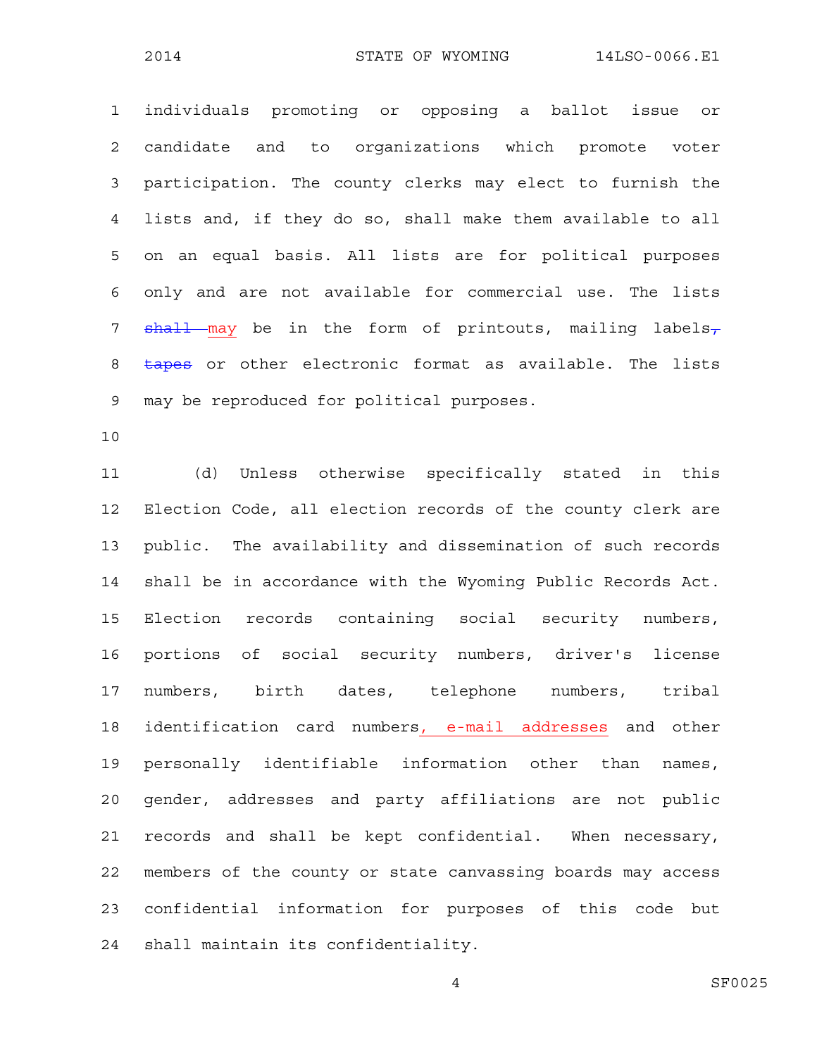individuals promoting or opposing a ballot issue or candidate and to organizations which promote voter participation. The county clerks may elect to furnish the lists and, if they do so, shall make them available to all on an equal basis. All lists are for political purposes only and are not available for commercial use. The lists ~~shall~~ may be in the form of printouts, mailing labels~~, tapes~~ or other electronic format as available. The lists may be reproduced for political purposes.

(d) Unless otherwise specifically stated in this Election Code, all election records of the county clerk are public. The availability and dissemination of such records shall be in accordance with the Wyoming Public Records Act. Election records containing social security numbers, portions of social security numbers, driver's license numbers, birth dates, telephone numbers, tribal identification card numbers, e-mail addresses and other personally identifiable information other than names, gender, addresses and party affiliations are not public records and shall be kept confidential. When necessary, members of the county or state canvassing boards may access confidential information for purposes of this code but shall maintain its confidentiality.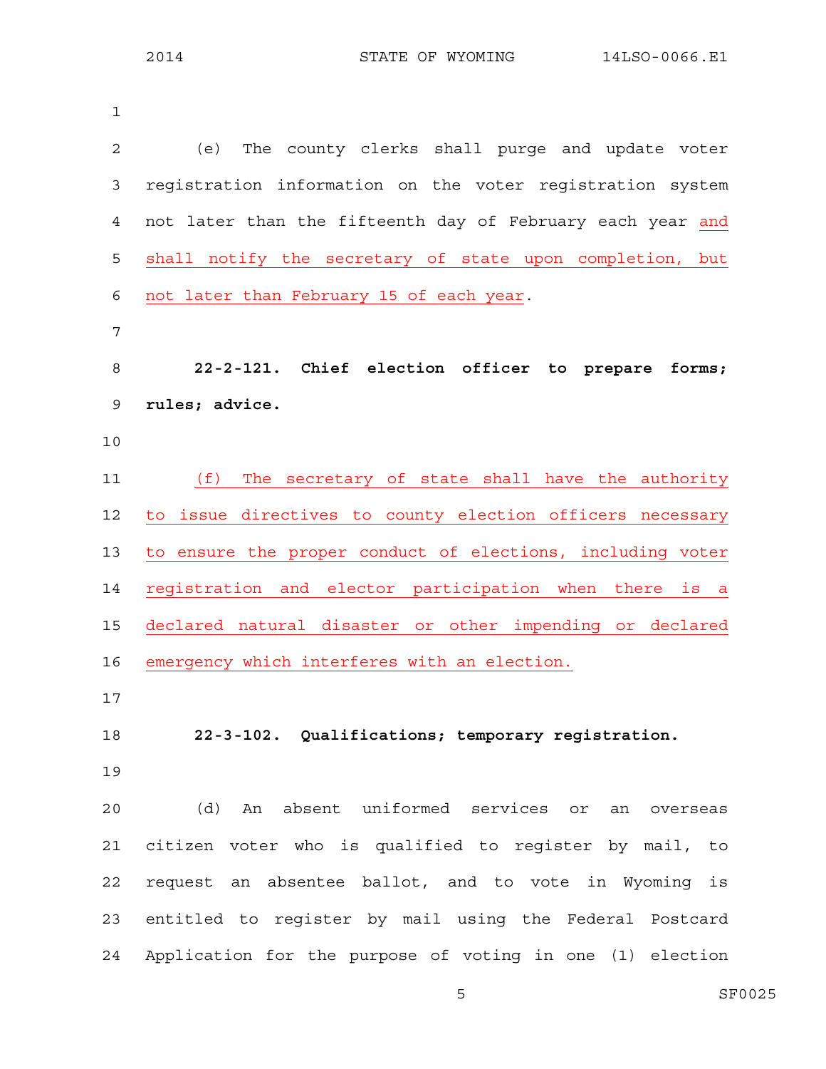(e) The county clerks shall purge and update voter registration information on the voter registration system not later than the fifteenth day of February each year <u>and shall notify the secretary of state upon completion, but not later than February 15 of each year</u>.

**22-2-121. Chief election officer to prepare forms; rules; advice.**

<u>(f) The secretary of state shall have the authority to issue directives to county election officers necessary to ensure the proper conduct of elections, including voter registration and elector participation when there is a declared natural disaster or other impending or declared emergency which interferes with an election.</u>

**22-3-102. Qualifications; temporary registration.**

(d) An absent uniformed services or an overseas citizen voter who is qualified to register by mail, to request an absentee ballot, and to vote in Wyoming is entitled to register by mail using the Federal Postcard Application for the purpose of voting in one (1) election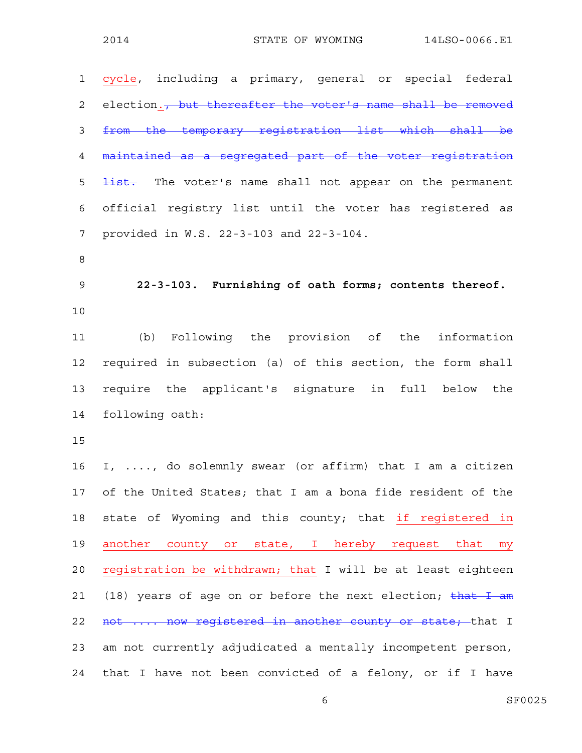cycle, including a primary, general or special federal election.~~, but thereafter the voter's name shall be removed from the temporary registration list which shall be maintained as a segregated part of the voter registration list.~~ The voter's name shall not appear on the permanent official registry list until the voter has registered as provided in W.S. 22-3-103 and 22-3-104.

**22-3-103. Furnishing of oath forms; contents thereof.**

(b) Following the provision of the information required in subsection (a) of this section, the form shall require the applicant's signature in full below the following oath:

I, ...., do solemnly swear (or affirm) that I am a citizen of the United States; that I am a bona fide resident of the state of Wyoming and this county; that if registered in another county or state, I hereby request that my registration be withdrawn; that I will be at least eighteen (18) years of age on or before the next election; ~~that I am not .... now registered in another county or state;~~ that I am not currently adjudicated a mentally incompetent person, that I have not been convicted of a felony, or if I have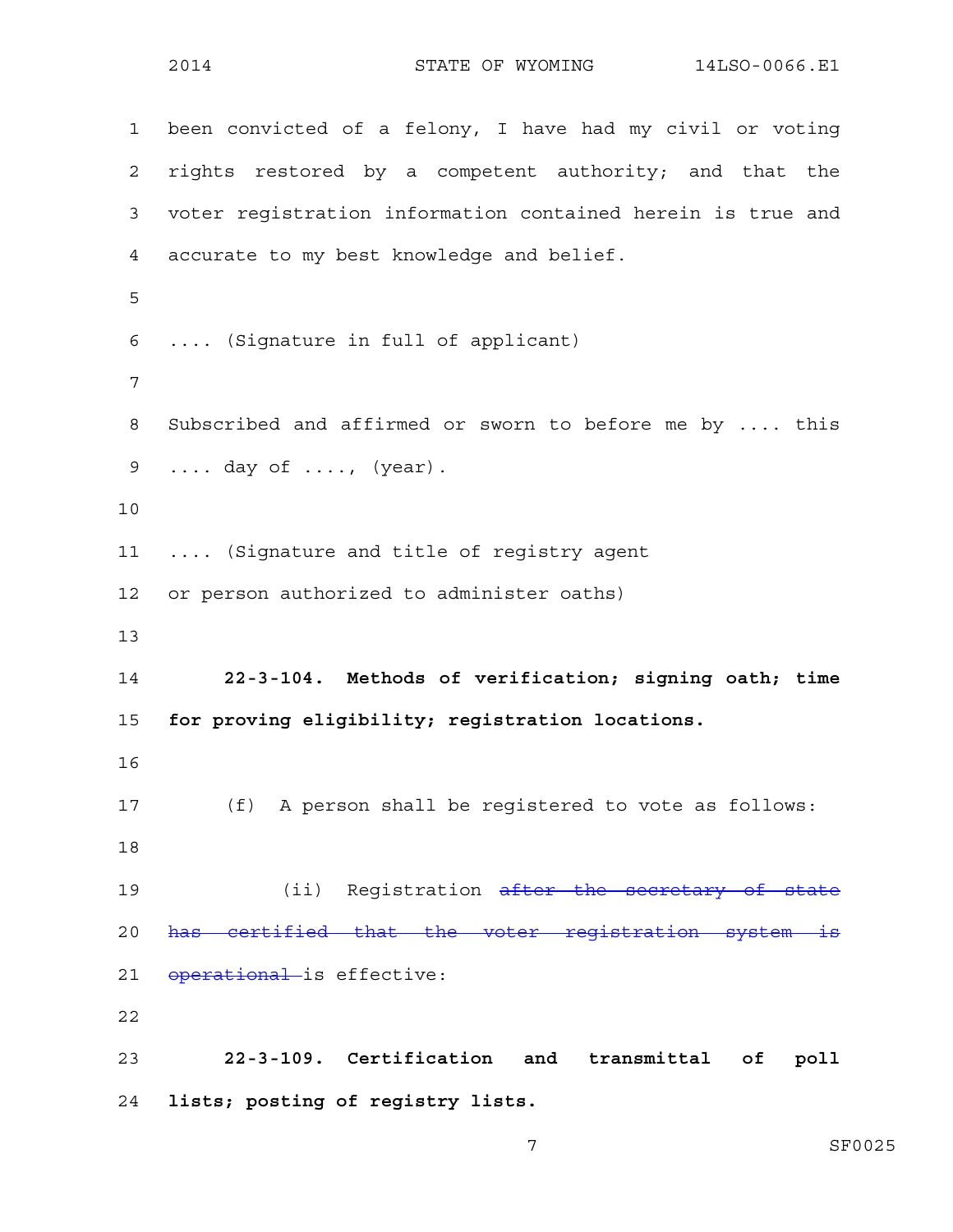been convicted of a felony, I have had my civil or voting rights restored by a competent authority; and that the voter registration information contained herein is true and accurate to my best knowledge and belief.

.... (Signature in full of applicant)

Subscribed and affirmed or sworn to before me by .... this .... day of ...., (year).

.... (Signature and title of registry agent or person authorized to administer oaths)

**22-3-104. Methods of verification; signing oath; time for proving eligibility; registration locations.**

(f) A person shall be registered to vote as follows:

(ii) Registration ~~after the secretary of state has certified that the voter registration system is operational~~ is effective:

**22-3-109. Certification and transmittal of poll lists; posting of registry lists.**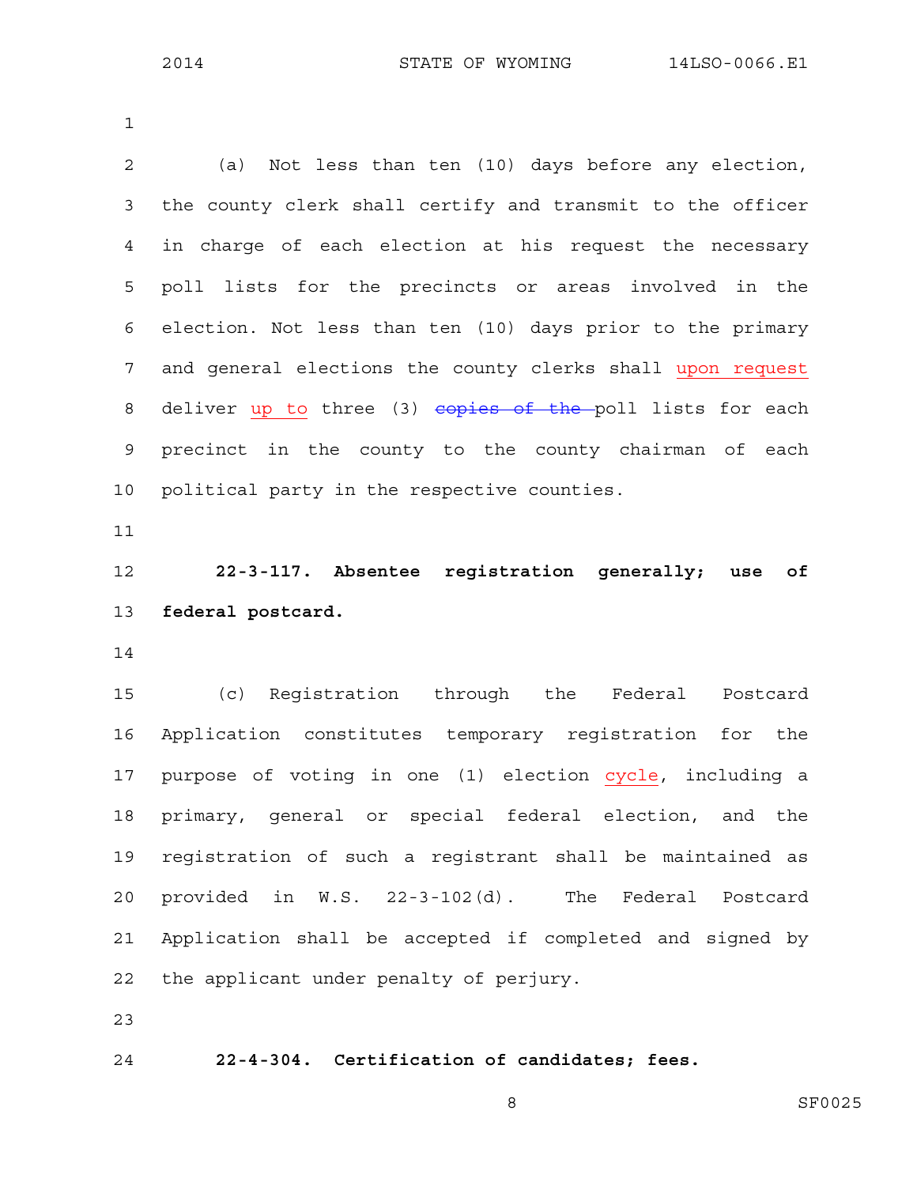(a) Not less than ten (10) days before any election, the county clerk shall certify and transmit to the officer in charge of each election at his request the necessary poll lists for the precincts or areas involved in the election. Not less than ten (10) days prior to the primary and general elections the county clerks shall upon request deliver up to three (3) ~~copies of the~~ poll lists for each precinct in the county to the county chairman of each political party in the respective counties.

**22-3-117. Absentee registration generally; use of federal postcard.**

(c) Registration through the Federal Postcard Application constitutes temporary registration for the purpose of voting in one (1) election cycle, including a primary, general or special federal election, and the registration of such a registrant shall be maintained as provided in W.S. 22-3-102(d). The Federal Postcard Application shall be accepted if completed and signed by the applicant under penalty of perjury.

**22-4-304. Certification of candidates; fees.**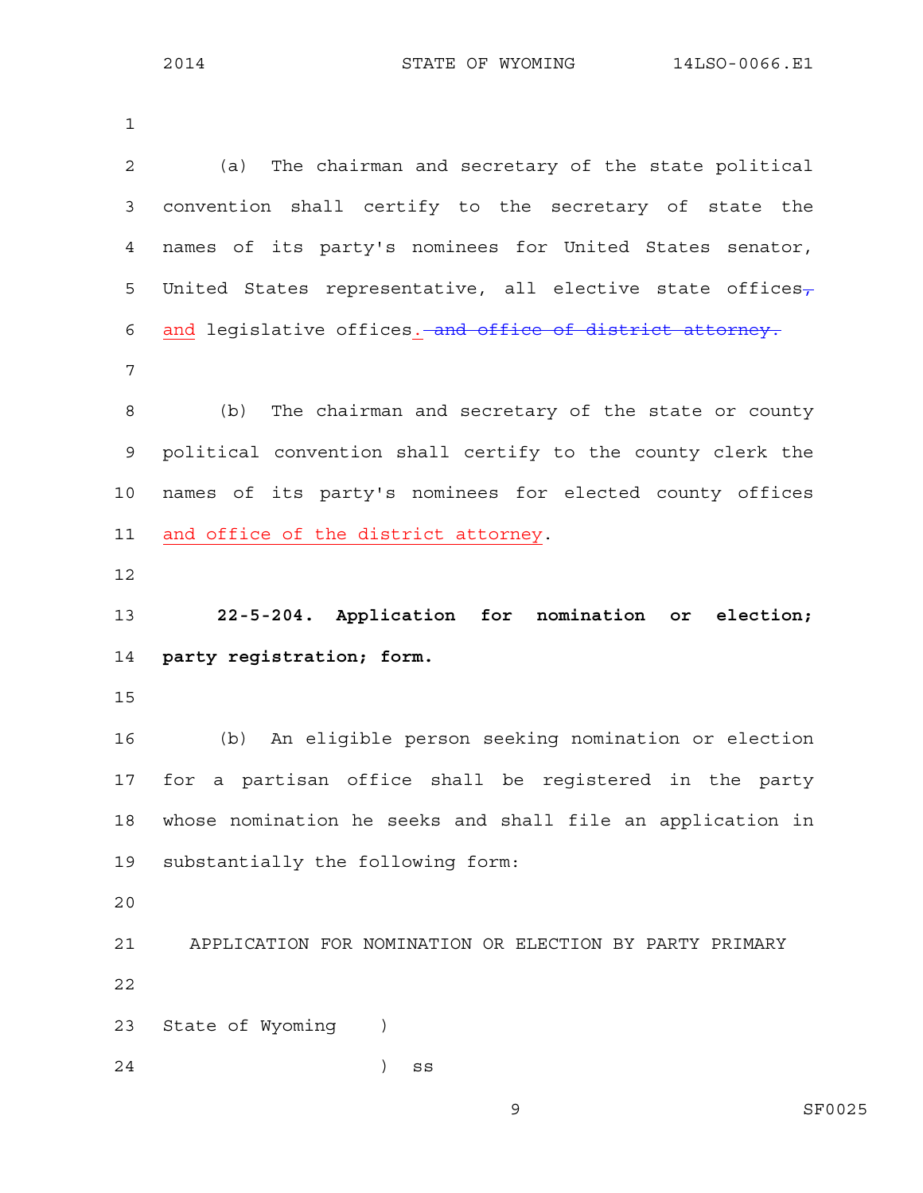(a) The chairman and secretary of the state political convention shall certify to the secretary of state the names of its party's nominees for United States senator, United States representative, all elective state offices~~,~~ and legislative offices. ~~and office of district attorney.~~

(b) The chairman and secretary of the state or county political convention shall certify to the county clerk the names of its party's nominees for elected county offices and office of the district attorney.

**22-5-204. Application for nomination or election; party registration; form.**

(b) An eligible person seeking nomination or election for a partisan office shall be registered in the party whose nomination he seeks and shall file an application in substantially the following form:

APPLICATION FOR NOMINATION OR ELECTION BY PARTY PRIMARY

State of Wyoming )

) ss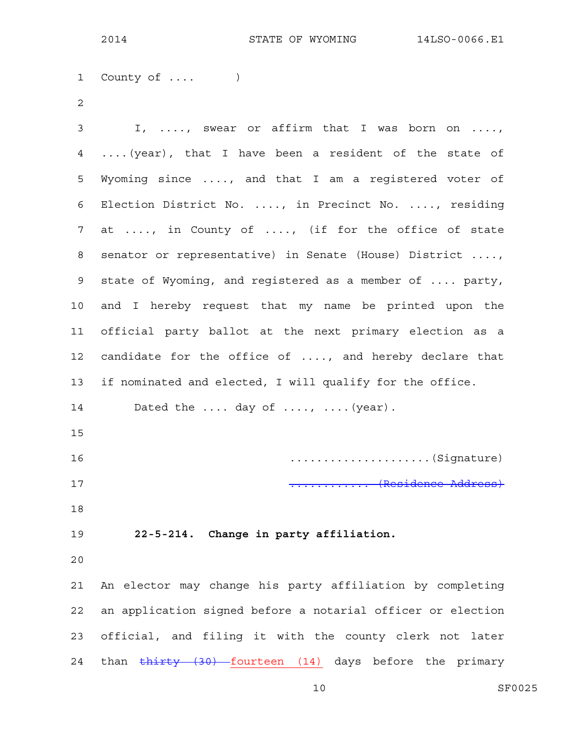County of ....      )

I, ...., swear or affirm that I was born on ...., ....(year), that I have been a resident of the state of Wyoming since ...., and that I am a registered voter of Election District No. ...., in Precinct No. ...., residing at ...., in County of ...., (if for the office of state senator or representative) in Senate (House) District ...., state of Wyoming, and registered as a member of .... party, and I hereby request that my name be printed upon the official party ballot at the next primary election as a candidate for the office of ...., and hereby declare that if nominated and elected, I will qualify for the office.

Dated the .... day of ...., ....(year).

....................(Signature)

~~............ (Residence Address)~~

**22-5-214. Change in party affiliation.**

An elector may change his party affiliation by completing an application signed before a notarial officer or election official, and filing it with the county clerk not later than ~~thirty (30)~~ fourteen (14) days before the primary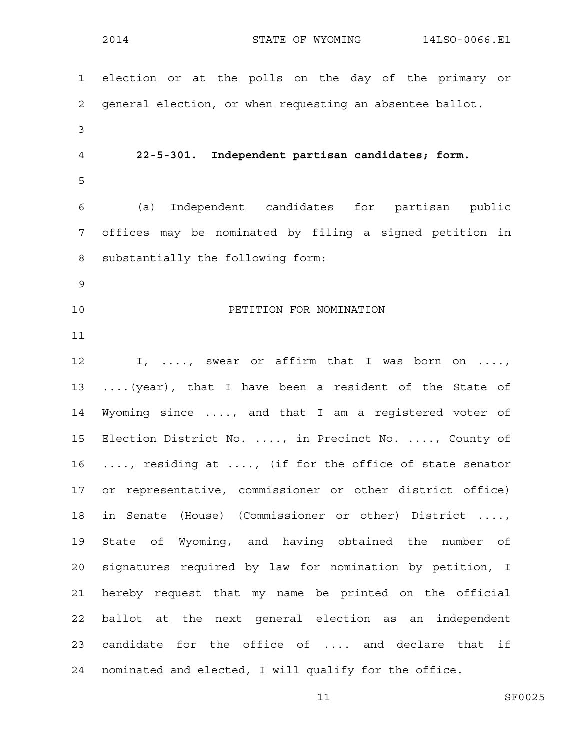election or at the polls on the day of the primary or general election, or when requesting an absentee ballot.

**22-5-301. Independent partisan candidates; form.**

(a) Independent candidates for partisan public offices may be nominated by filing a signed petition in substantially the following form:

PETITION FOR NOMINATION

I, ...., swear or affirm that I was born on ...., ....(year), that I have been a resident of the State of Wyoming since ...., and that I am a registered voter of Election District No. ...., in Precinct No. ...., County of ...., residing at ...., (if for the office of state senator or representative, commissioner or other district office) in Senate (House) (Commissioner or other) District ...., State of Wyoming, and having obtained the number of signatures required by law for nomination by petition, I hereby request that my name be printed on the official ballot at the next general election as an independent candidate for the office of .... and declare that if nominated and elected, I will qualify for the office.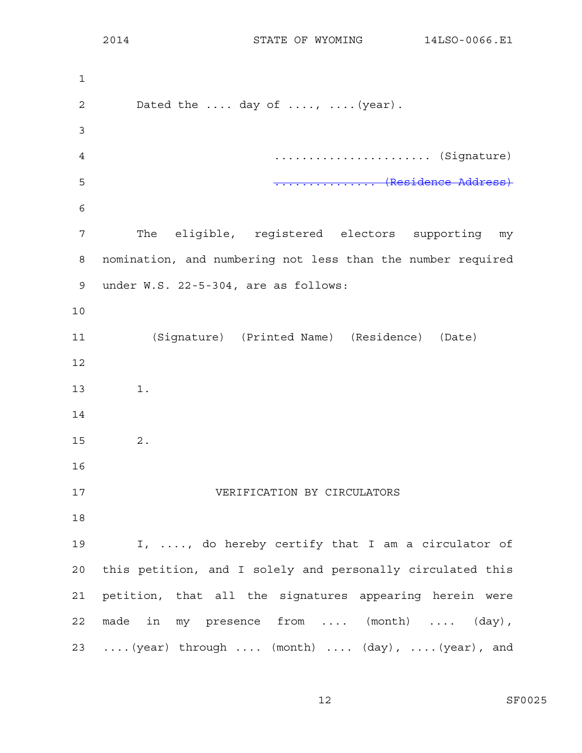Dated the .... day of ...., ....(year).

...................... (Signature)

~~............... (Residence Address)~~

The eligible, registered electors supporting my nomination, and numbering not less than the number required under W.S. 22-5-304, are as follows:

(Signature) (Printed Name) (Residence) (Date)

1.

2.

VERIFICATION BY CIRCULATORS

I, ...., do hereby certify that I am a circulator of this petition, and I solely and personally circulated this petition, that all the signatures appearing herein were made in my presence from .... (month) .... (day), ....(year) through .... (month) .... (day), ....(year), and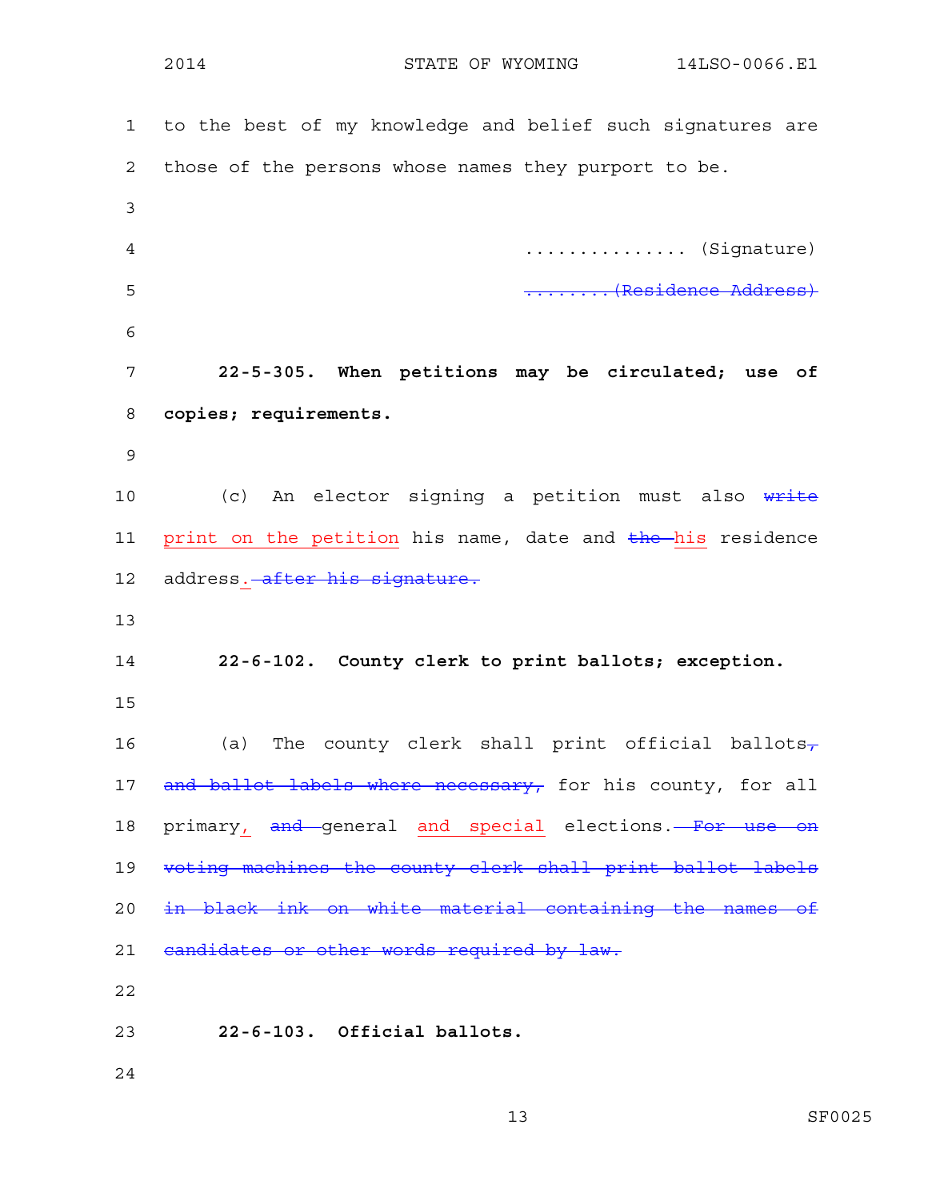to the best of my knowledge and belief such signatures are those of the persons whose names they purport to be.

............... (Signature)

~~........(Residence Address)~~

**22-5-305. When petitions may be circulated; use of copies; requirements.**

(c) An elector signing a petition must also ~~write~~ <u>print on the petition</u> his name, date and ~~the~~ <u>his</u> residence address<u>.</u> ~~after his signature.~~

**22-6-102. County clerk to print ballots; exception.**

(a) The county clerk shall print official ballots~~, and ballot labels where necessary,~~ for his county, for all primary<u>,</u> ~~and~~ general <u>and special</u> elections. ~~For use on voting machines the county clerk shall print ballot labels in black ink on white material containing the names of candidates or other words required by law.~~

**22-6-103. Official ballots.**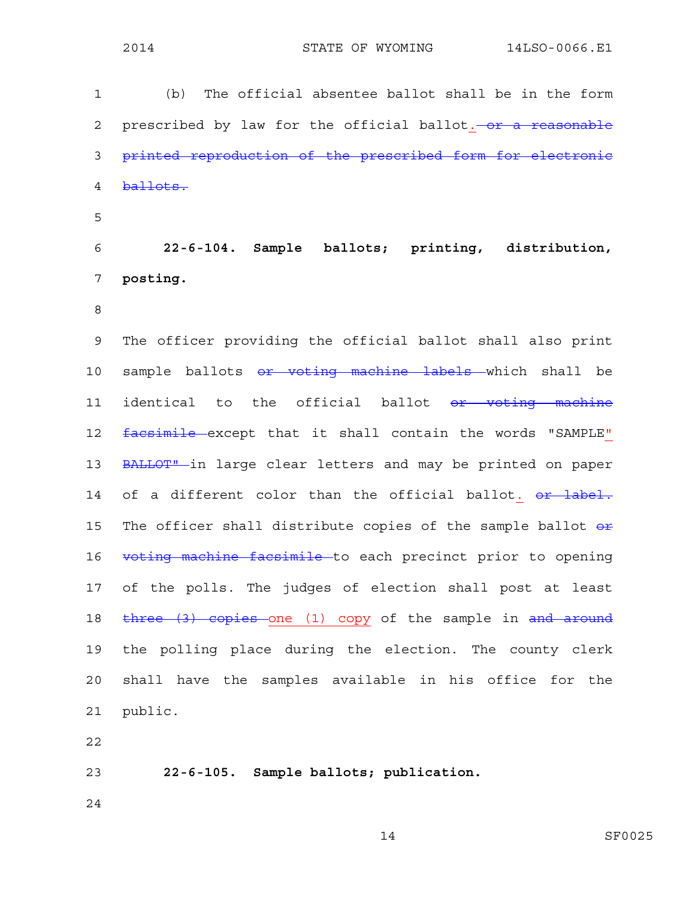(b) The official absentee ballot shall be in the form prescribed by law for the official ballot. ~~or a reasonable printed reproduction of the prescribed form for electronic ballots.~~

**22-6-104. Sample ballots; printing, distribution, posting.**

The officer providing the official ballot shall also print sample ballots ~~or voting machine labels~~ which shall be identical to the official ballot ~~or voting machine facsimile~~ except that it shall contain the words "SAMPLE" ~~BALLOT"~~ in large clear letters and may be printed on paper of a different color than the official ballot. ~~or label.~~ The officer shall distribute copies of the sample ballot ~~or voting machine facsimile~~ to each precinct prior to opening of the polls. The judges of election shall post at least ~~three (3) copies~~ one (1) copy of the sample in ~~and around~~ the polling place during the election. The county clerk shall have the samples available in his office for the public.

**22-6-105. Sample ballots; publication.**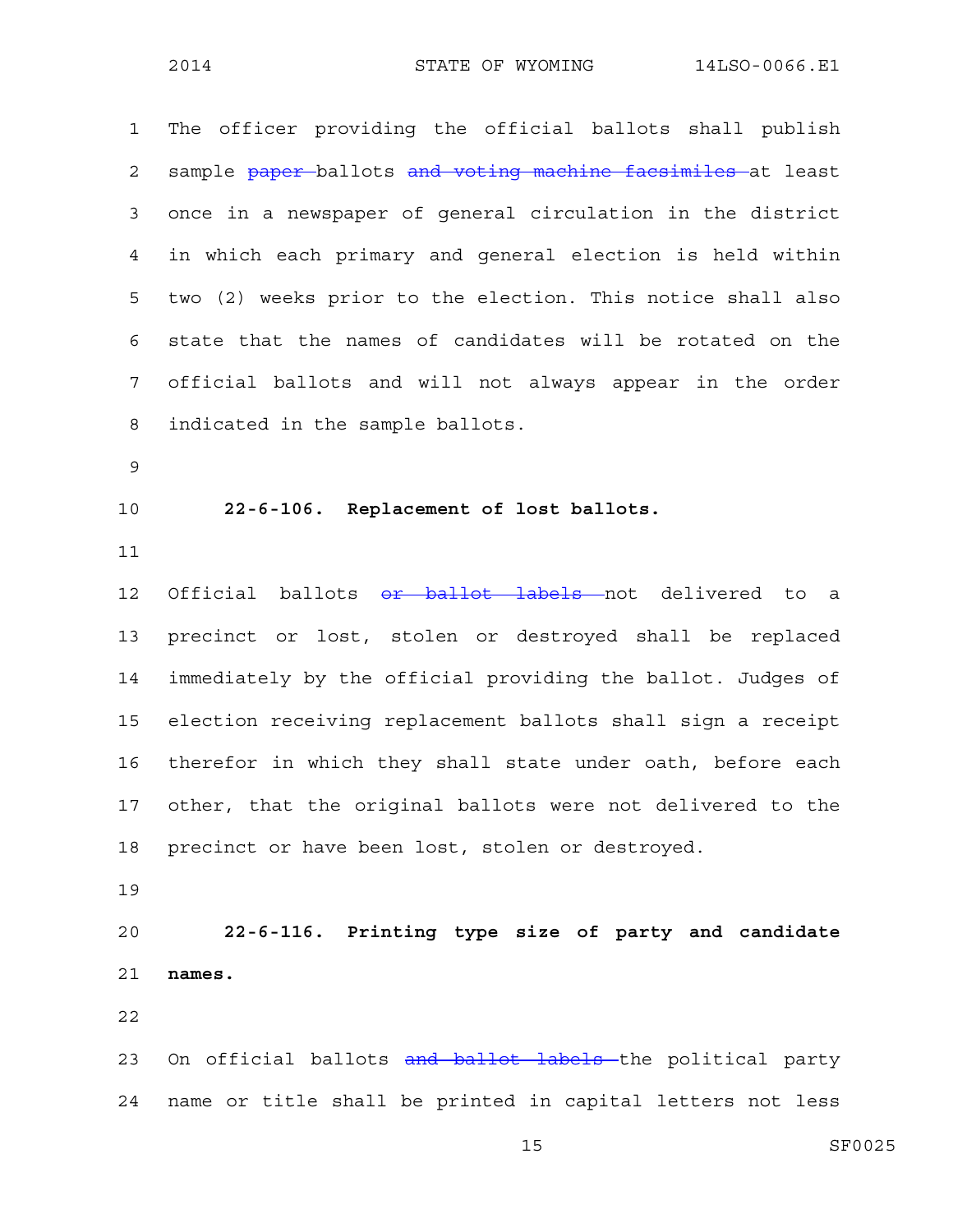The officer providing the official ballots shall publish sample ~~paper~~ ballots ~~and voting machine facsimiles~~ at least once in a newspaper of general circulation in the district in which each primary and general election is held within two (2) weeks prior to the election. This notice shall also state that the names of candidates will be rotated on the official ballots and will not always appear in the order indicated in the sample ballots.

**22-6-106. Replacement of lost ballots.**

Official ballots ~~or ballot labels~~ not delivered to a precinct or lost, stolen or destroyed shall be replaced immediately by the official providing the ballot. Judges of election receiving replacement ballots shall sign a receipt therefor in which they shall state under oath, before each other, that the original ballots were not delivered to the precinct or have been lost, stolen or destroyed.

**22-6-116. Printing type size of party and candidate names.**

On official ballots ~~and ballot labels~~ the political party name or title shall be printed in capital letters not less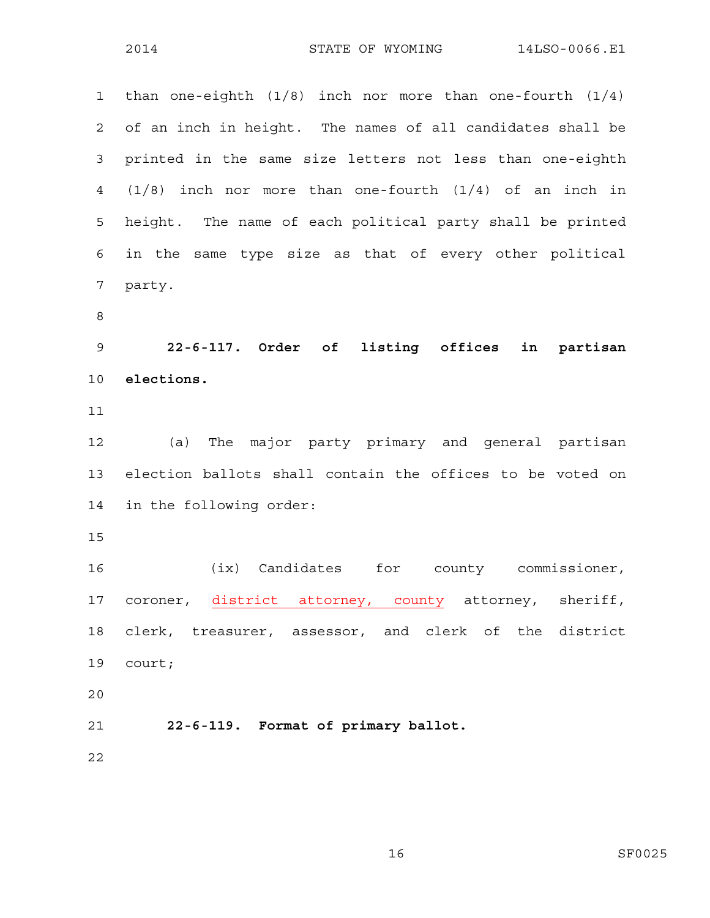than one-eighth (1/8) inch nor more than one-fourth (1/4) of an inch in height. The names of all candidates shall be printed in the same size letters not less than one-eighth (1/8) inch nor more than one-fourth (1/4) of an inch in height. The name of each political party shall be printed in the same type size as that of every other political party.

**22-6-117. Order of listing offices in partisan elections.**

(a) The major party primary and general partisan election ballots shall contain the offices to be voted on in the following order:

(ix) Candidates for county commissioner, coroner, <u>district attorney, county</u> attorney, sheriff, clerk, treasurer, assessor, and clerk of the district court;

**22-6-119. Format of primary ballot.**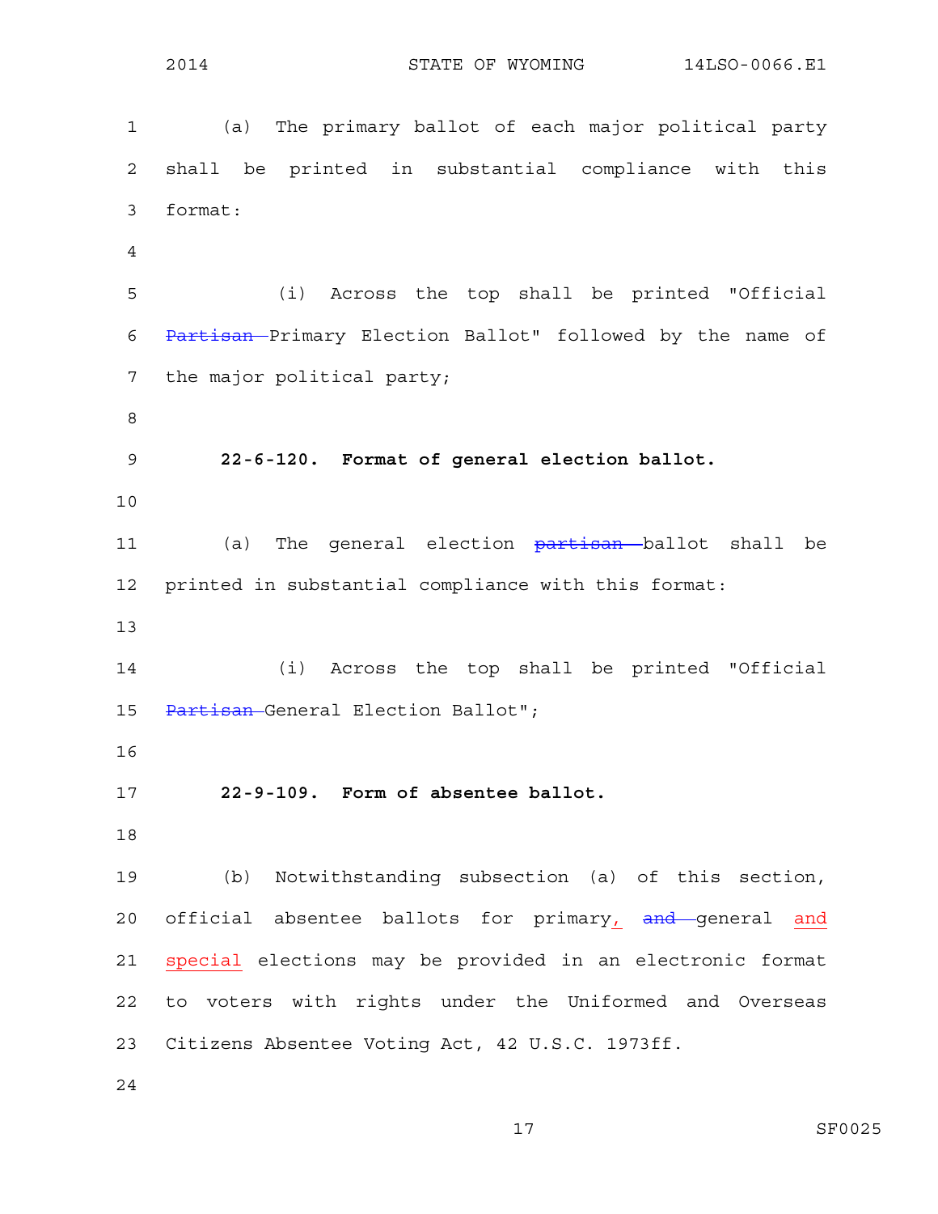(a) The primary ballot of each major political party shall be printed in substantial compliance with this format:

(i) Across the top shall be printed "Official ~~Partisan~~ Primary Election Ballot" followed by the name of the major political party;

**22-6-120. Format of general election ballot.**

(a) The general election ~~partisan~~ ballot shall be printed in substantial compliance with this format:

(i) Across the top shall be printed "Official ~~Partisan~~ General Election Ballot";

**22-9-109. Form of absentee ballot.**

(b) Notwithstanding subsection (a) of this section, official absentee ballots for primary, ~~and~~ general and special elections may be provided in an electronic format to voters with rights under the Uniformed and Overseas Citizens Absentee Voting Act, 42 U.S.C. 1973ff.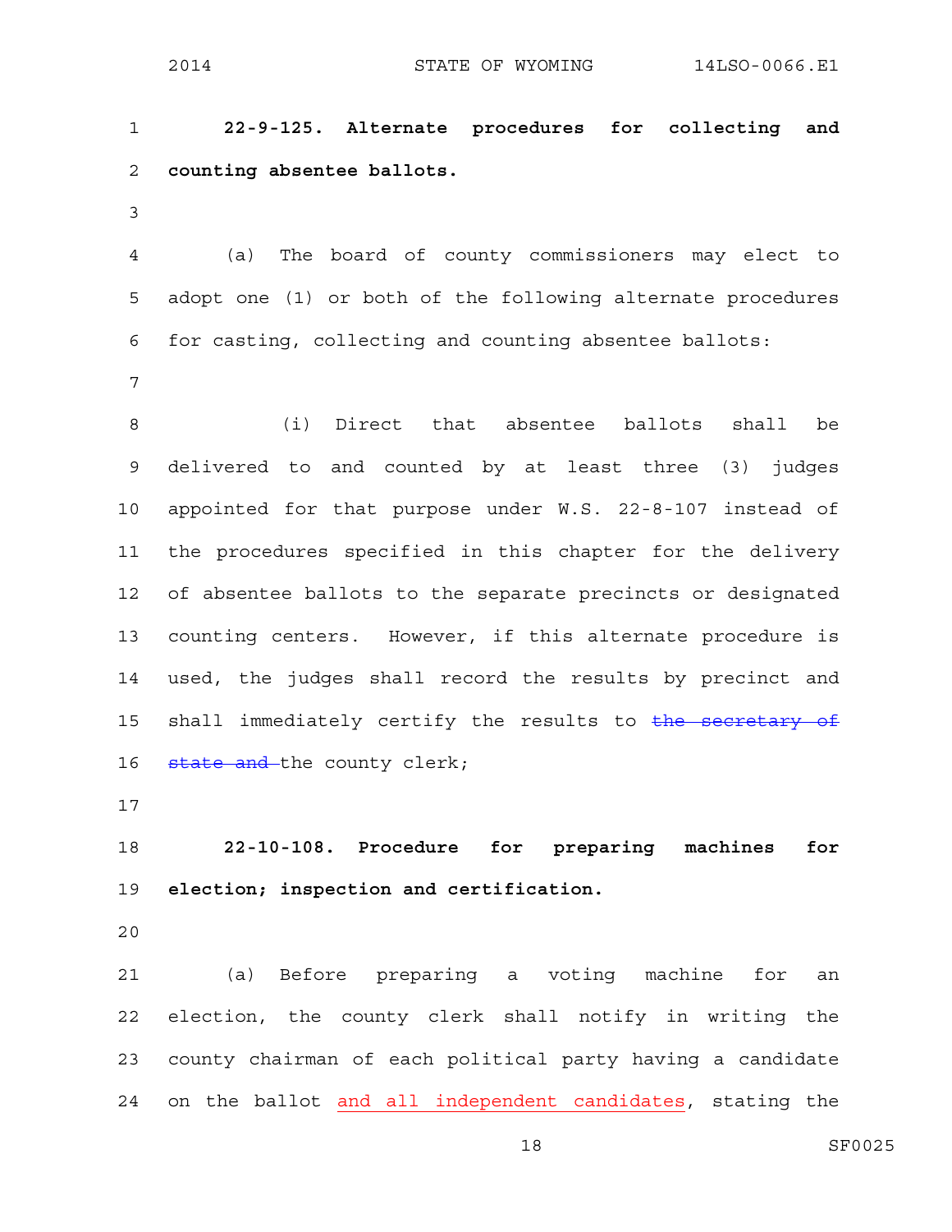**22-9-125. Alternate procedures for collecting and counting absentee ballots.**

(a) The board of county commissioners may elect to adopt one (1) or both of the following alternate procedures for casting, collecting and counting absentee ballots:

(i) Direct that absentee ballots shall be delivered to and counted by at least three (3) judges appointed for that purpose under W.S. 22-8-107 instead of the procedures specified in this chapter for the delivery of absentee ballots to the separate precincts or designated counting centers. However, if this alternate procedure is used, the judges shall record the results by precinct and shall immediately certify the results to ~~the secretary of state and~~ the county clerk;

**22-10-108. Procedure for preparing machines for election; inspection and certification.**

(a) Before preparing a voting machine for an election, the county clerk shall notify in writing the county chairman of each political party having a candidate on the ballot <u>and all independent candidates</u>, stating the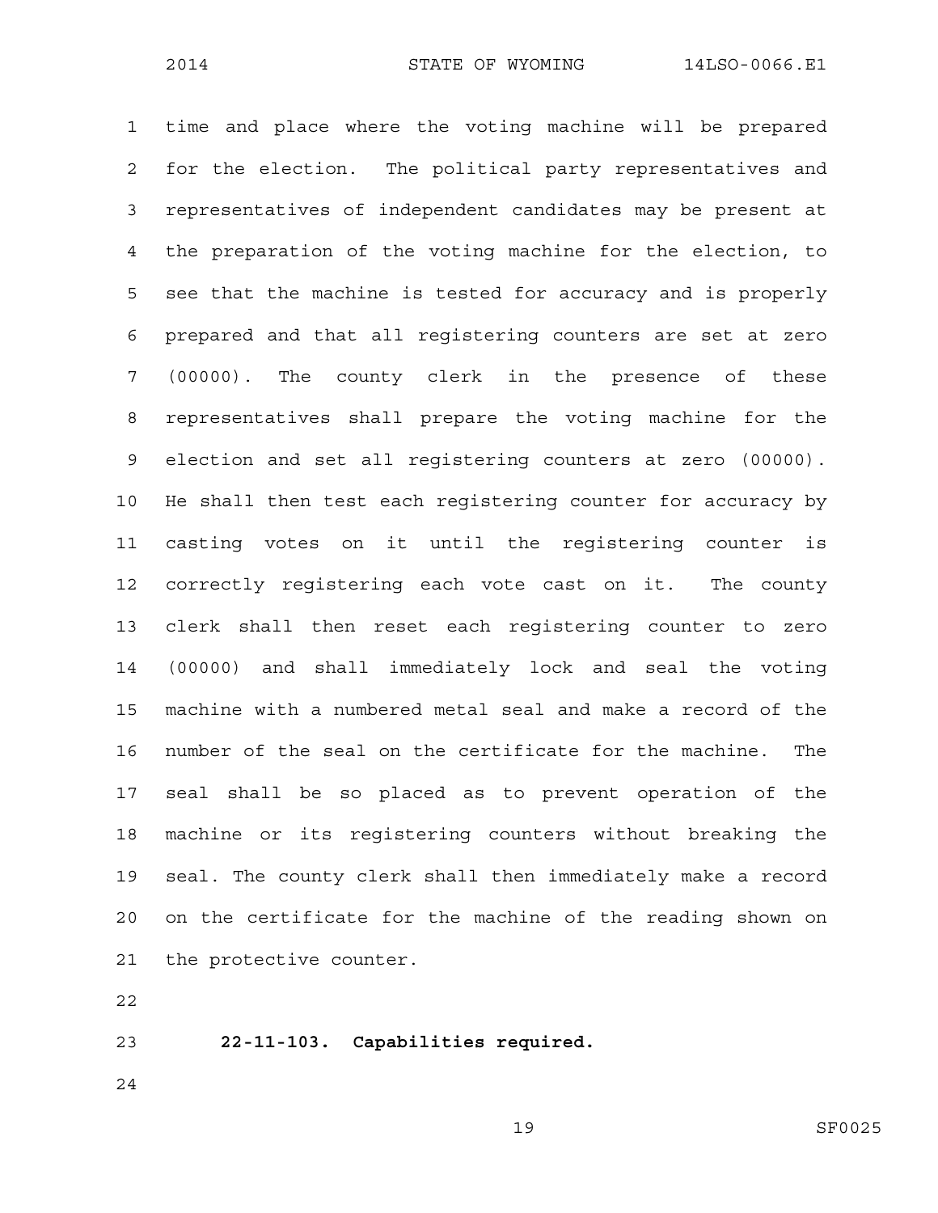time and place where the voting machine will be prepared for the election. The political party representatives and representatives of independent candidates may be present at the preparation of the voting machine for the election, to see that the machine is tested for accuracy and is properly prepared and that all registering counters are set at zero (00000). The county clerk in the presence of these representatives shall prepare the voting machine for the election and set all registering counters at zero (00000). He shall then test each registering counter for accuracy by casting votes on it until the registering counter is correctly registering each vote cast on it. The county clerk shall then reset each registering counter to zero (00000) and shall immediately lock and seal the voting machine with a numbered metal seal and make a record of the number of the seal on the certificate for the machine. The seal shall be so placed as to prevent operation of the machine or its registering counters without breaking the seal. The county clerk shall then immediately make a record on the certificate for the machine of the reading shown on the protective counter.

**22-11-103. Capabilities required.**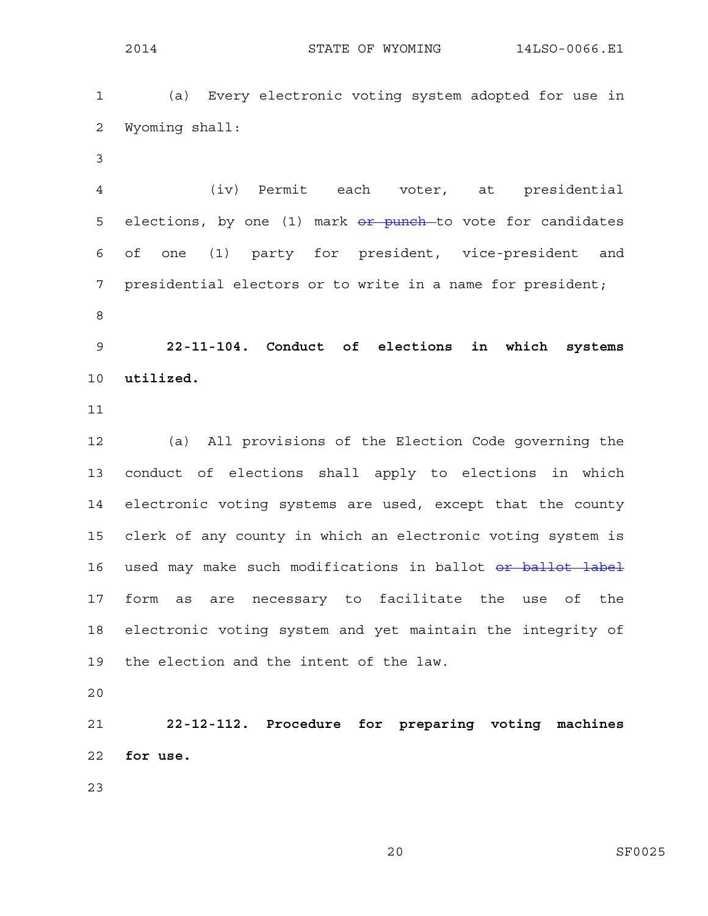(a) Every electronic voting system adopted for use in Wyoming shall:

(iv) Permit each voter, at presidential elections, by one (1) mark ~~or punch~~ to vote for candidates of one (1) party for president, vice-president and presidential electors or to write in a name for president;

**22-11-104. Conduct of elections in which systems utilized.**

(a) All provisions of the Election Code governing the conduct of elections shall apply to elections in which electronic voting systems are used, except that the county clerk of any county in which an electronic voting system is used may make such modifications in ballot ~~or ballot label~~ form as are necessary to facilitate the use of the electronic voting system and yet maintain the integrity of the election and the intent of the law.

**22-12-112. Procedure for preparing voting machines for use.**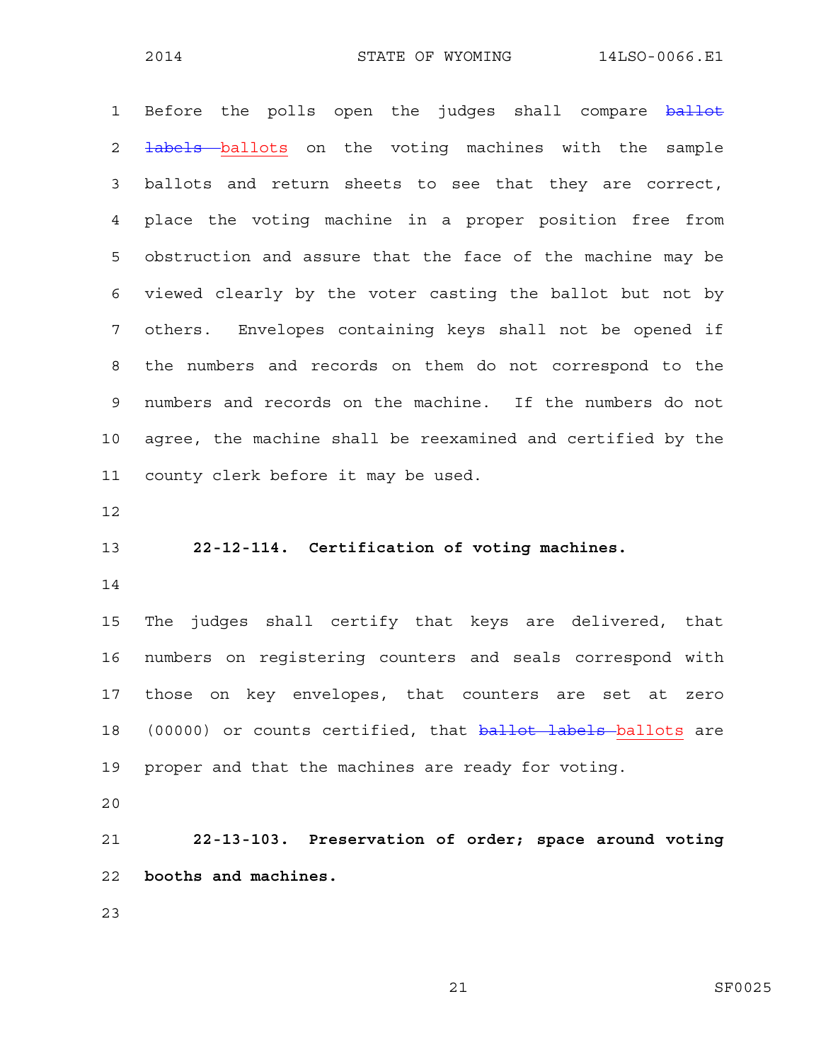Before the polls open the judges shall compare ~~ballot labels~~ ballots on the voting machines with the sample ballots and return sheets to see that they are correct, place the voting machine in a proper position free from obstruction and assure that the face of the machine may be viewed clearly by the voter casting the ballot but not by others. Envelopes containing keys shall not be opened if the numbers and records on them do not correspond to the numbers and records on the machine. If the numbers do not agree, the machine shall be reexamined and certified by the county clerk before it may be used.

**22-12-114. Certification of voting machines.**

The judges shall certify that keys are delivered, that numbers on registering counters and seals correspond with those on key envelopes, that counters are set at zero (00000) or counts certified, that ~~ballot labels~~ ballots are proper and that the machines are ready for voting.

**22-13-103. Preservation of order; space around voting booths and machines.**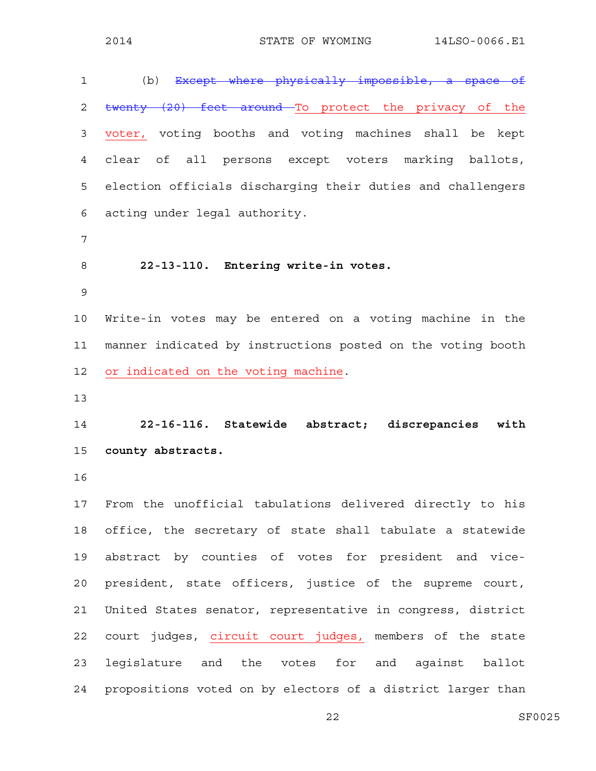(b) ~~Except where physically impossible, a space of twenty (20) feet around~~ <u>To protect the privacy of the voter,</u> voting booths and voting machines shall be kept clear of all persons except voters marking ballots, election officials discharging their duties and challengers acting under legal authority.

**22-13-110. Entering write-in votes.**

Write-in votes may be entered on a voting machine in the manner indicated by instructions posted on the voting booth <u>or indicated on the voting machine</u>.

**22-16-116. Statewide abstract; discrepancies with county abstracts.**

From the unofficial tabulations delivered directly to his office, the secretary of state shall tabulate a statewide abstract by counties of votes for president and vice-president, state officers, justice of the supreme court, United States senator, representative in congress, district court judges, <u>circuit court judges,</u> members of the state legislature and the votes for and against ballot propositions voted on by electors of a district larger than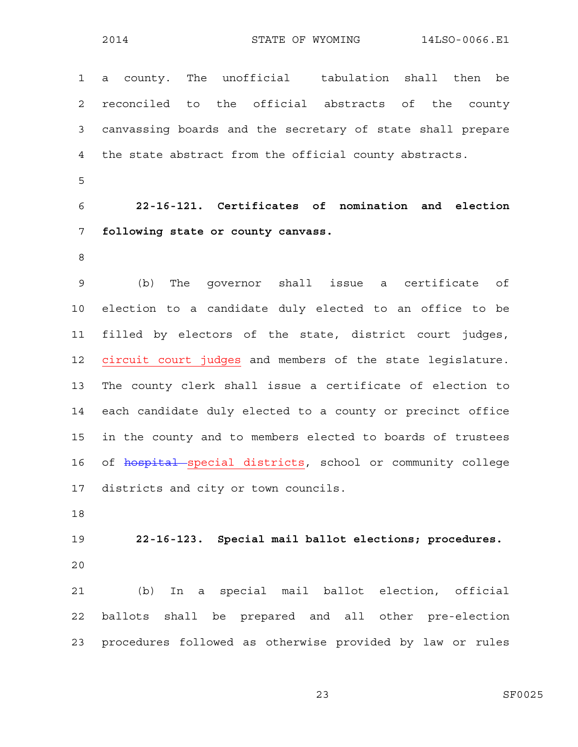a county. The unofficial tabulation shall then be reconciled to the official abstracts of the county canvassing boards and the secretary of state shall prepare the state abstract from the official county abstracts.

**22-16-121. Certificates of nomination and election following state or county canvass.**

(b) The governor shall issue a certificate of election to a candidate duly elected to an office to be filled by electors of the state, district court judges, circuit court judges and members of the state legislature. The county clerk shall issue a certificate of election to each candidate duly elected to a county or precinct office in the county and to members elected to boards of trustees of ~~hospital~~ special districts, school or community college districts and city or town councils.

**22-16-123. Special mail ballot elections; procedures.**

(b) In a special mail ballot election, official ballots shall be prepared and all other pre-election procedures followed as otherwise provided by law or rules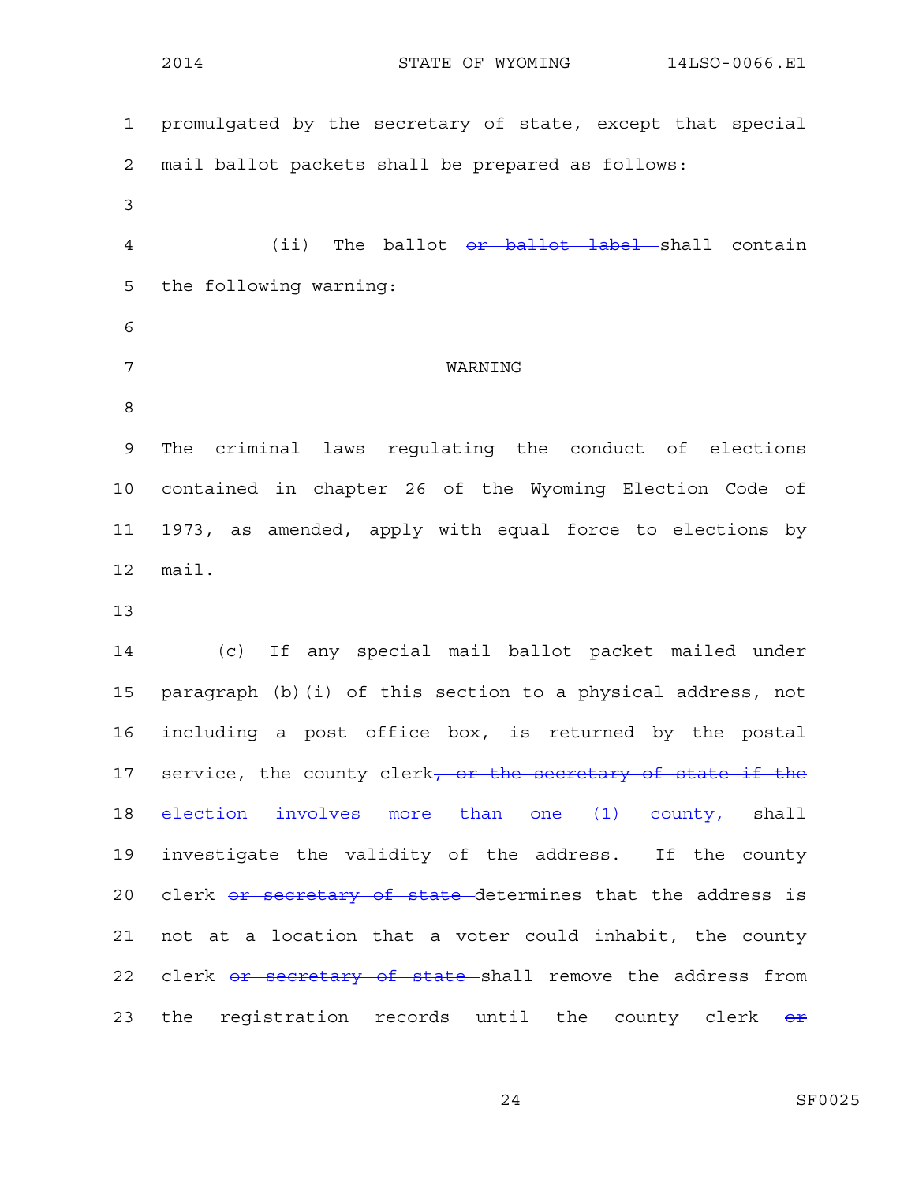promulgated by the secretary of state, except that special mail ballot packets shall be prepared as follows:

(ii) The ballot ~~or ballot label~~ shall contain the following warning:

WARNING

The criminal laws regulating the conduct of elections contained in chapter 26 of the Wyoming Election Code of 1973, as amended, apply with equal force to elections by mail.

(c) If any special mail ballot packet mailed under paragraph (b)(i) of this section to a physical address, not including a post office box, is returned by the postal service, the county clerk~~, or the secretary of state if the election involves more than one (1) county,~~ shall investigate the validity of the address. If the county clerk ~~or secretary of state~~ determines that the address is not at a location that a voter could inhabit, the county clerk ~~or secretary of state~~ shall remove the address from the registration records until the county clerk ~~or~~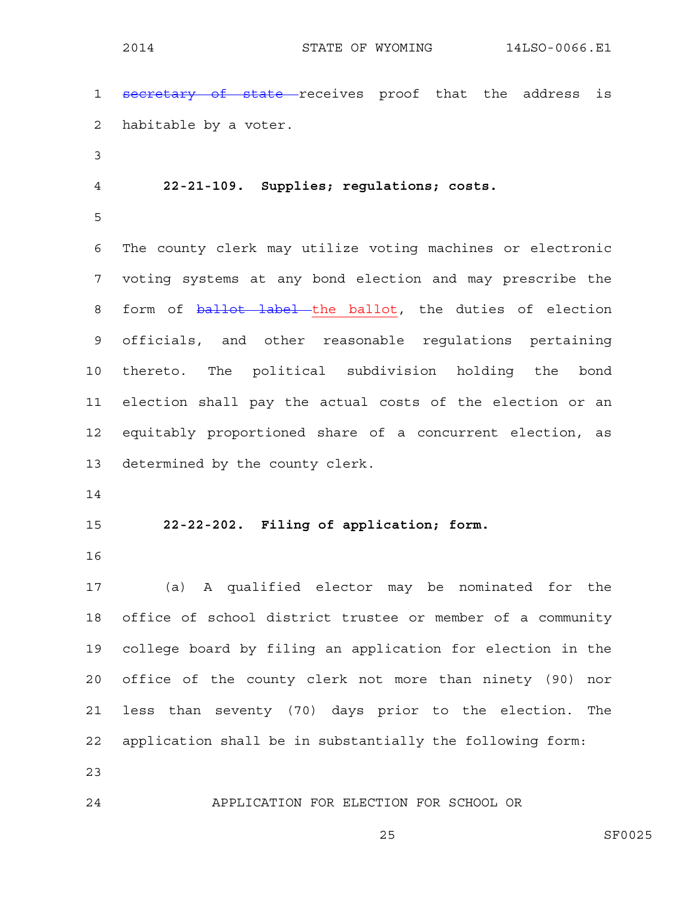~~secretary of state~~ receives proof that the address is habitable by a voter.

**22-21-109. Supplies; regulations; costs.**

The county clerk may utilize voting machines or electronic voting systems at any bond election and may prescribe the form of ~~ballot label~~ the ballot, the duties of election officials, and other reasonable regulations pertaining thereto. The political subdivision holding the bond election shall pay the actual costs of the election or an equitably proportioned share of a concurrent election, as determined by the county clerk.

**22-22-202. Filing of application; form.**

(a) A qualified elector may be nominated for the office of school district trustee or member of a community college board by filing an application for election in the office of the county clerk not more than ninety (90) nor less than seventy (70) days prior to the election. The application shall be in substantially the following form:

APPLICATION FOR ELECTION FOR SCHOOL OR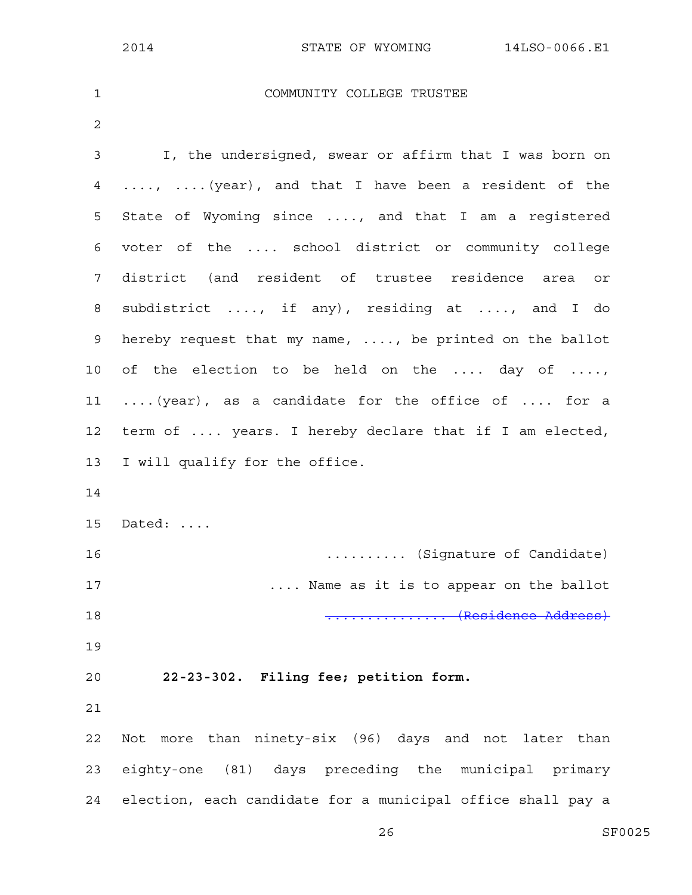COMMUNITY COLLEGE TRUSTEE

I, the undersigned, swear or affirm that I was born on ...., ....(year), and that I have been a resident of the State of Wyoming since ...., and that I am a registered voter of the .... school district or community college district (and resident of trustee residence area or subdistrict ...., if any), residing at ...., and I do hereby request that my name, ...., be printed on the ballot of the election to be held on the .... day of ...., ....(year), as a candidate for the office of .... for a term of .... years. I hereby declare that if I am elected, I will qualify for the office.

Dated: ....

.......... (Signature of Candidate)

.... Name as it is to appear on the ballot

~~................ (Residence Address)~~

**22-23-302. Filing fee; petition form.**

Not more than ninety-six (96) days and not later than eighty-one (81) days preceding the municipal primary election, each candidate for a municipal office shall pay a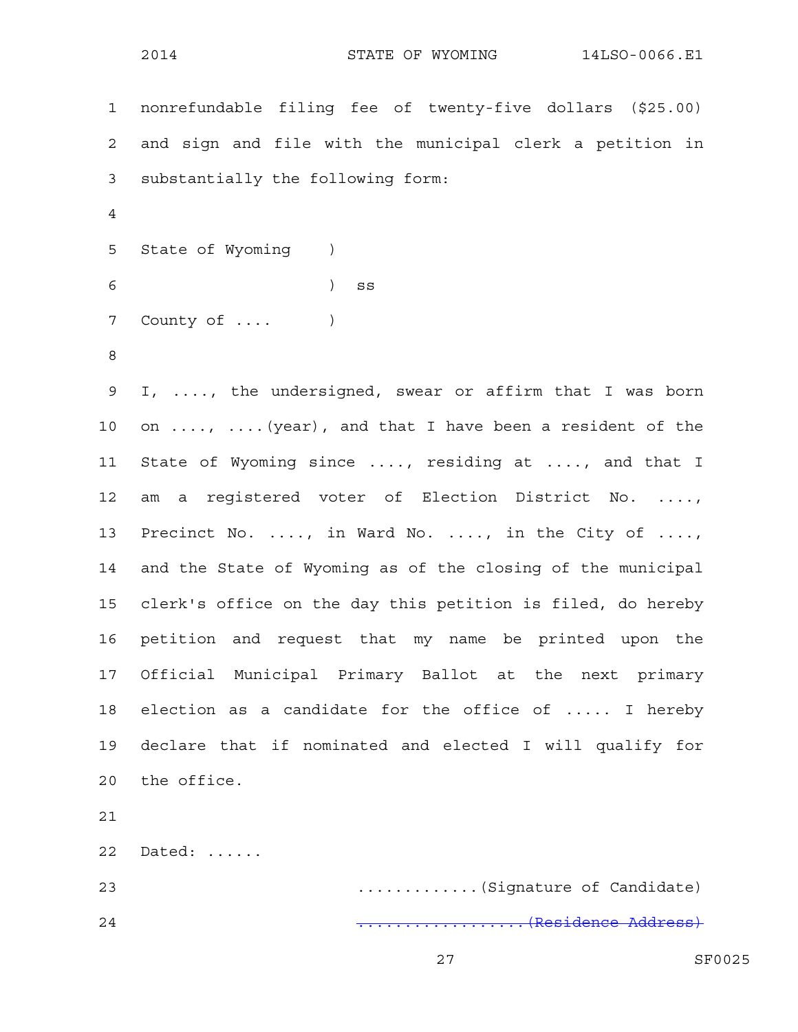nonrefundable filing fee of twenty-five dollars ($25.00) and sign and file with the municipal clerk a petition in substantially the following form:

State of Wyoming )
) ss
County of .... )

I, ...., the undersigned, swear or affirm that I was born on ...., ....(year), and that I have been a resident of the State of Wyoming since ...., residing at ...., and that I am a registered voter of Election District No. ...., Precinct No. ...., in Ward No. ...., in the City of ...., and the State of Wyoming as of the closing of the municipal clerk's office on the day this petition is filed, do hereby petition and request that my name be printed upon the Official Municipal Primary Ballot at the next primary election as a candidate for the office of ..... I hereby declare that if nominated and elected I will qualify for the office.

Dated: ......

............(Signature of Candidate)

~~..................(Residence Address)~~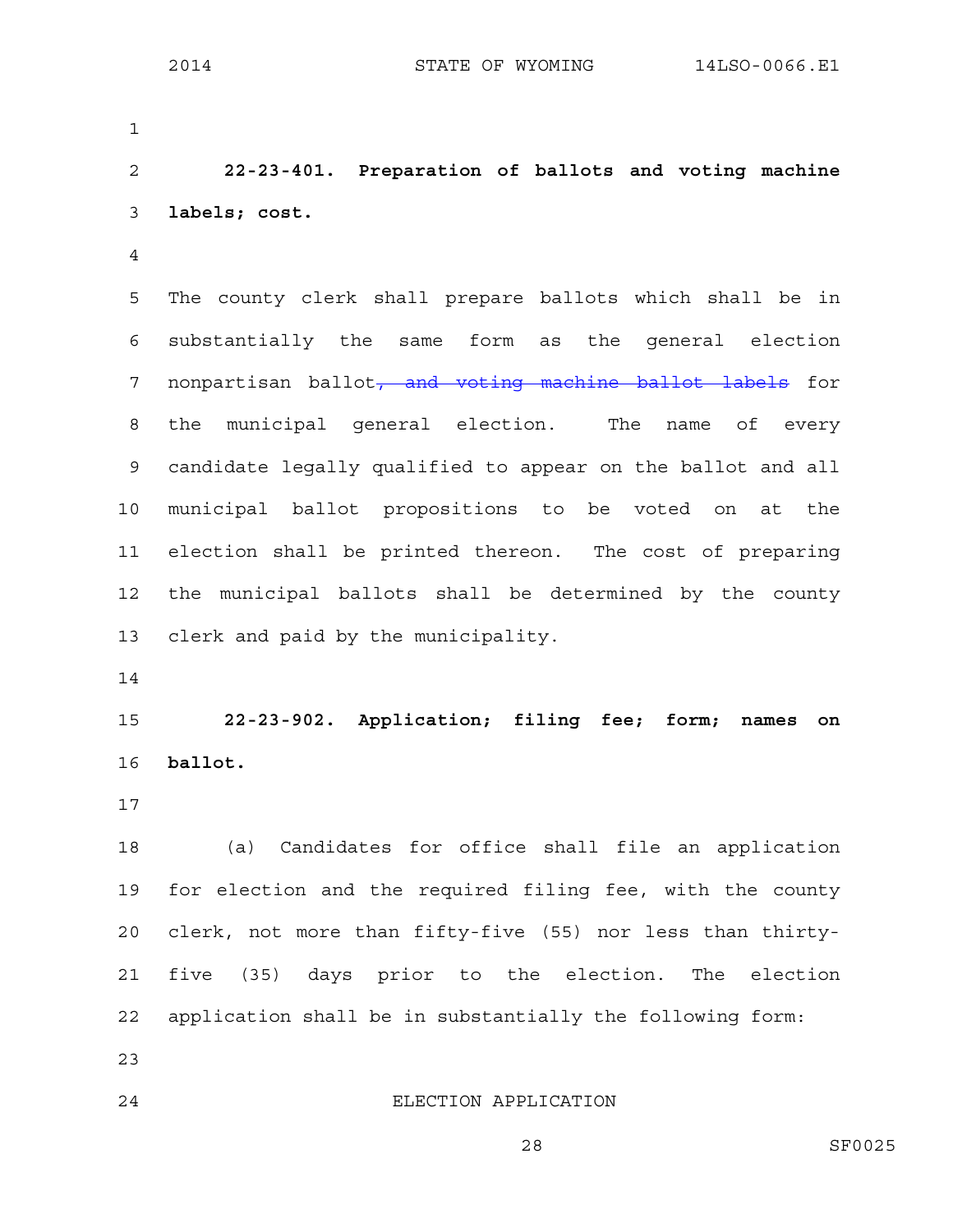**22-23-401. Preparation of ballots and voting machine labels; cost.**

The county clerk shall prepare ballots which shall be in substantially the same form as the general election nonpartisan ballot~~, and voting machine ballot labels~~ for the municipal general election. The name of every candidate legally qualified to appear on the ballot and all municipal ballot propositions to be voted on at the election shall be printed thereon. The cost of preparing the municipal ballots shall be determined by the county clerk and paid by the municipality.

**22-23-902. Application; filing fee; form; names on ballot.**

(a) Candidates for office shall file an application for election and the required filing fee, with the county clerk, not more than fifty-five (55) nor less than thirty-five (35) days prior to the election. The election application shall be in substantially the following form:

ELECTION APPLICATION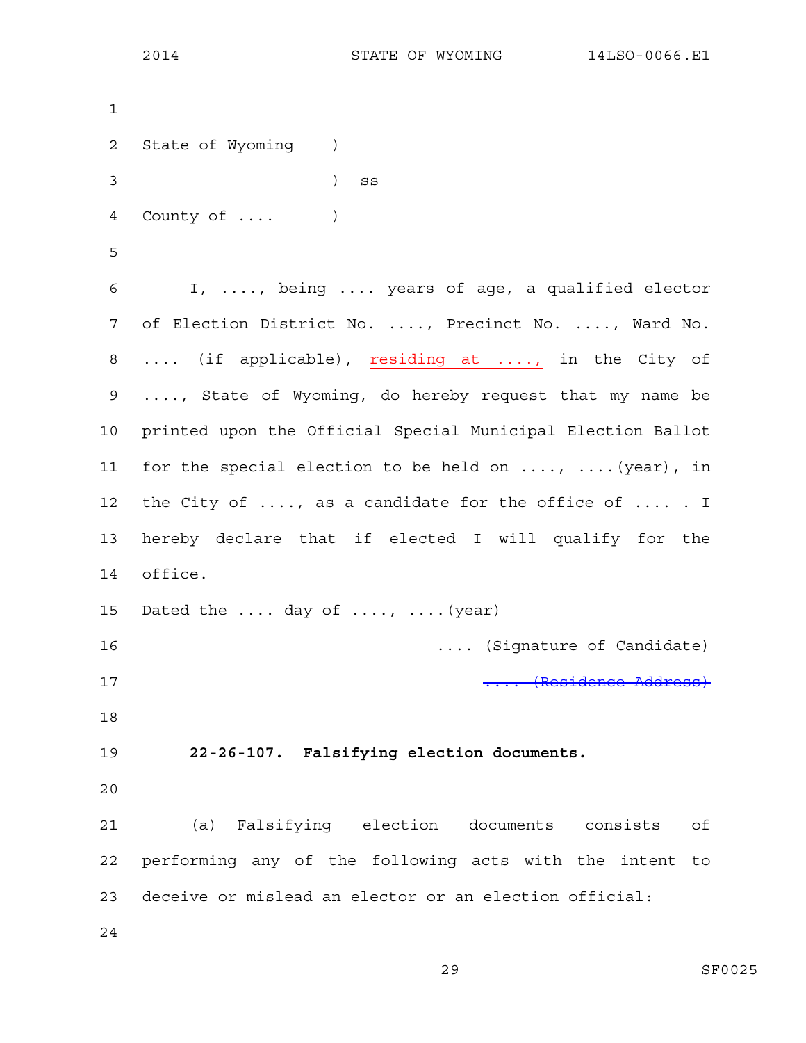State of Wyoming )

) ss

County of .... )

I, ...., being .... years of age, a qualified elector of Election District No. ...., Precinct No. ...., Ward No. .... (if applicable), <u>residing at ....,</u> in the City of ...., State of Wyoming, do hereby request that my name be printed upon the Official Special Municipal Election Ballot for the special election to be held on ...., ....(year), in the City of ...., as a candidate for the office of .... . I hereby declare that if elected I will qualify for the office.

Dated the .... day of ...., ....(year)

.... (Signature of Candidate)

~~.... (Residence Address)~~

**22-26-107. Falsifying election documents.**

(a) Falsifying election documents consists of performing any of the following acts with the intent to deceive or mislead an elector or an election official: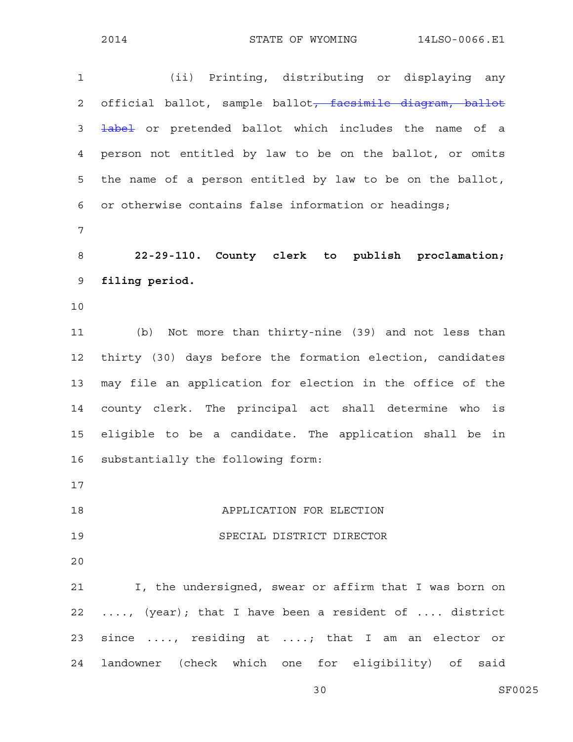(ii) Printing, distributing or displaying any official ballot, sample ballot~~, facsimile diagram, ballot label~~ or pretended ballot which includes the name of a person not entitled by law to be on the ballot, or omits the name of a person entitled by law to be on the ballot, or otherwise contains false information or headings;

**22-29-110. County clerk to publish proclamation; filing period.**

(b) Not more than thirty-nine (39) and not less than thirty (30) days before the formation election, candidates may file an application for election in the office of the county clerk. The principal act shall determine who is eligible to be a candidate. The application shall be in substantially the following form:

APPLICATION FOR ELECTION

SPECIAL DISTRICT DIRECTOR

I, the undersigned, swear or affirm that I was born on ...., (year); that I have been a resident of .... district since ...., residing at ....; that I am an elector or landowner (check which one for eligibility) of said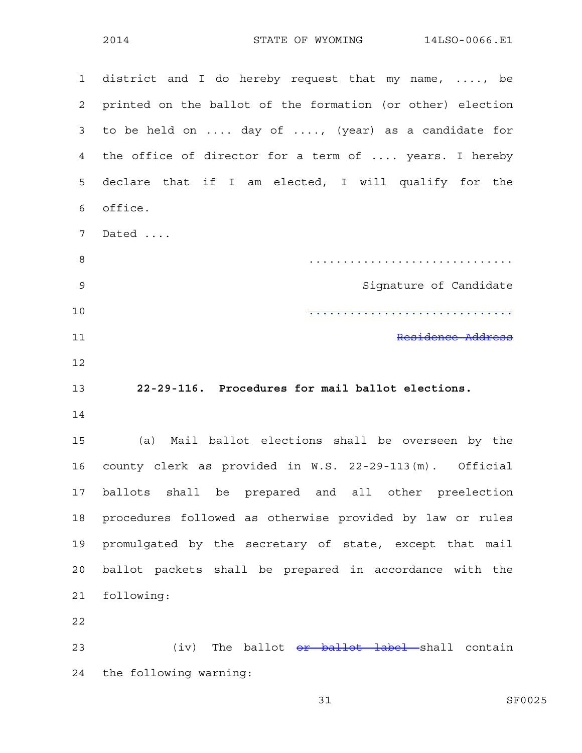district and I do hereby request that my name, ...., be printed on the ballot of the formation (or other) election to be held on .... day of ...., (year) as a candidate for the office of director for a term of .... years. I hereby declare that if I am elected, I will qualify for the office.

Dated ....

..............................

Signature of Candidate

~~..............................~~

~~Residence Address~~

**22-29-116. Procedures for mail ballot elections.**

(a) Mail ballot elections shall be overseen by the county clerk as provided in W.S. 22-29-113(m). Official ballots shall be prepared and all other preelection procedures followed as otherwise provided by law or rules promulgated by the secretary of state, except that mail ballot packets shall be prepared in accordance with the following:

(iv) The ballot ~~or ballot label~~ shall contain the following warning: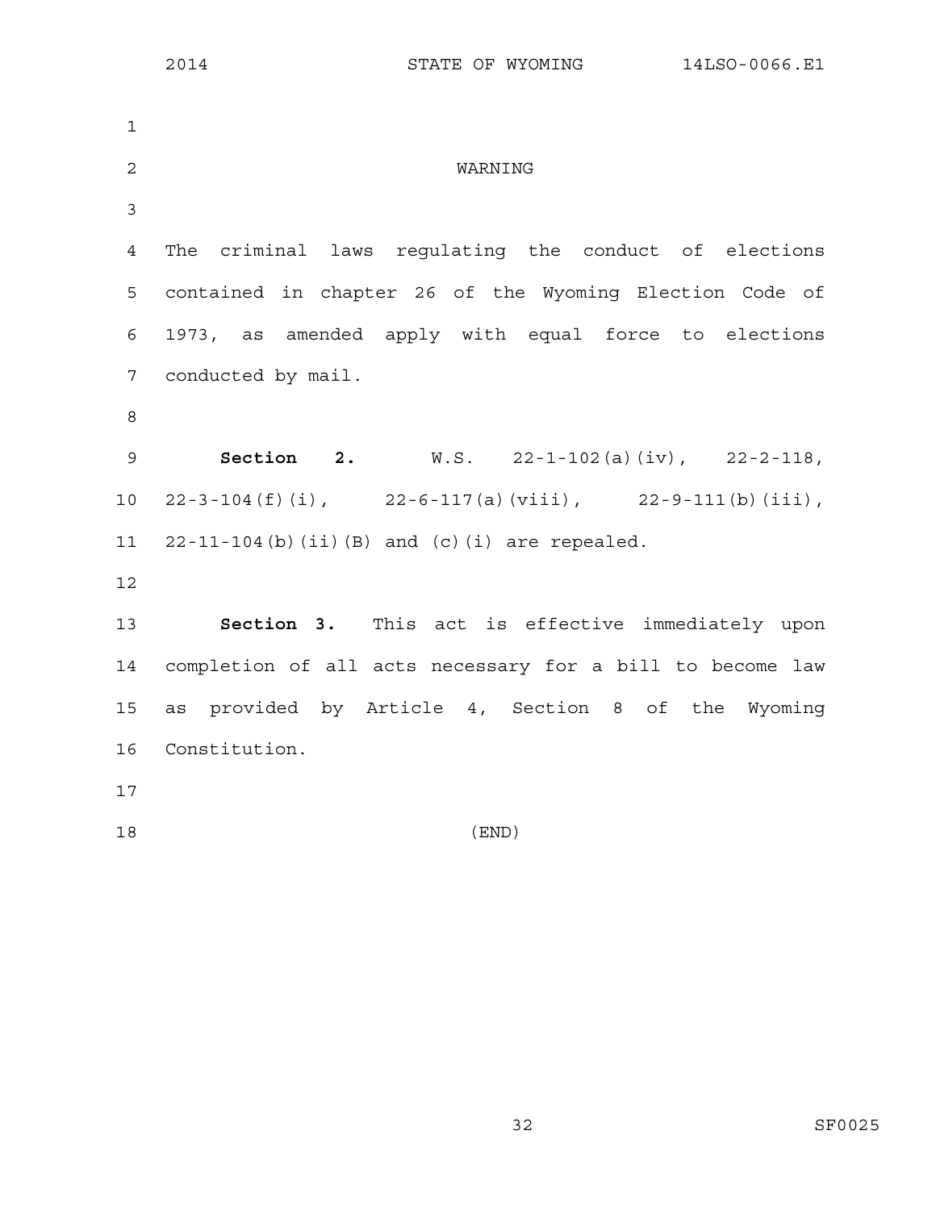WARNING

The criminal laws regulating the conduct of elections contained in chapter 26 of the Wyoming Election Code of 1973, as amended apply with equal force to elections conducted by mail.

**Section 2.** W.S. 22-1-102(a)(iv), 22-2-118, 22-3-104(f)(i), 22-6-117(a)(viii), 22-9-111(b)(iii), 22-11-104(b)(ii)(B) and (c)(i) are repealed.

**Section 3.** This act is effective immediately upon completion of all acts necessary for a bill to become law as provided by Article 4, Section 8 of the Wyoming Constitution.

(END)